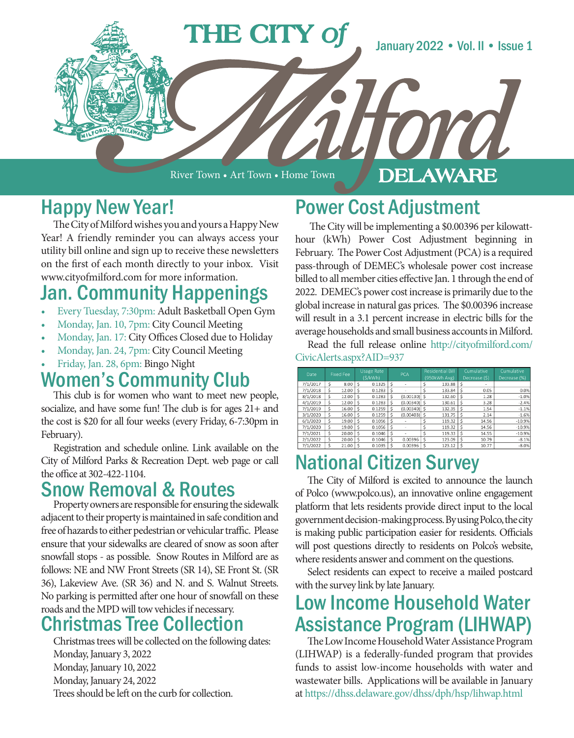# THE CITY of Milford DELAWARE

January 2022 • Vol. II • Issue 1

River Town • Art Town • Home Town

## Happy New Year!

The City of Milford wishes you and yours a Happy New Year! A friendly reminder you can always access your utility bill online and sign up to receive these newsletters on the first of each month directly to your inbox. Visit www.cityofmilford.com for more information.

## Jan. Community Happenings

- Every Tuesday, 7:30pm: Adult Basketball Open Gym
- Monday, Jan. 10, 7pm: City Council Meeting
- Monday, Jan. 17: City Offices Closed due to Holiday
- Monday, Jan. 24, 7pm: City Council Meeting
- Friday, Jan. 28, 6pm: Bingo Night

## Women's Community Club

This club is for women who want to meet new people, socialize, and have some fun! The club is for ages 21+ and the cost is $20 for all four weeks (every Friday, 6-7:30pm in February).

Registration and schedule online. Link available on the City of Milford Parks & Recreation Dept. web page or call the office at 302-422-1104.

## Snow Removal & Routes

Property owners are responsible for ensuring the sidewalk adjacent to their property is maintained in safe condition and free of hazards to either pedestrian or vehicular traffic. Please ensure that your sidewalks are cleared of snow as soon after snowfall stops - as possible. Snow Routes in Milford are as follows: NE and NW Front Streets (SR 14), SE Front St. (SR 36), Lakeview Ave. (SR 36) and N. and S. Walnut Streets. No parking is permitted after one hour of snowfall on these roads and the MPD will tow vehicles if necessary.

## Christmas Tree Collection

Christmas trees will be collected on the following dates:
Monday, January 3, 2022
Monday, January 10, 2022
Monday, January 24, 2022
Trees should be left on the curb for collection.

## Power Cost Adjustment

The City will be implementing a $0.00396 per kilowatt-hour (kWh) Power Cost Adjustment beginning in February. The Power Cost Adjustment (PCA) is a required pass-through of DEMEC's wholesale power cost increase billed to all member cities effective Jan. 1 through the end of 2022. DEMEC's power cost increase is primarily due to the global increase in natural gas prices. The $0.00396 increase will result in a 3.1 percent increase in electric bills for the average households and small business accounts in Milford.

Read the full release online http://cityofmilford.com/CivicAlerts.aspx?AID=937

| Date | Fixed Fee | Usage Rate ($/kWh) | PCA | Residential Bill (950kWh Avg) | Cumulative Decrease ($) | Cumulative Decrease (%) |
|---|---|---|---|---|---|---|
| 7/1/2017 | $ 8.00 | $ 0.1325 | $ - | $ 133.88 | $ - | |
| 7/1/2018 | $ 12.00 | $ 0.1283 | $ - | $ 133.84 | $ 0.05 | 0.0% |
| 8/1/2018 | $ 12.00 | $ 0.1283 | $ (0.00130) | $ 132.60 | $ 1.28 | -1.0% |
| 4/1/2019 | $ 12.00 | $ 0.1283 | $ (0.00340) | $ 130.61 | $ 3.28 | -2.4% |
| 7/1/2019 | $ 16.00 | $ 0.1259 | $ (0.00340) | $ 132.35 | $ 1.54 | -1.1% |
| 3/1/2020 | $ 16.00 | $ 0.1259 | $ (0.00403) | $ 131.75 | $ 2.14 | -1.6% |
| 6/1/2020 | $ 19.00 | $ 0.1056 | $ - | $ 119.32 | $ 14.56 | -10.9% |
| 7/1/2020 | $ 19.00 | $ 0.1056 | $ - | $ 119.32 | $ 14.56 | -10.9% |
| 7/1/2021 | $ 20.00 | $ 0.1046 | $ - | $ 119.33 | $ 14.55 | -10.9% |
| 2/1/2022 | $ 20.00 | $ 0.1046 | $ 0.00396 | $ 123.09 | $ 10.79 | -8.1% |
| 7/1/2022 | $ 21.00 | $ 0.1035 | $ 0.00396 | $ 123.12 | $ 10.77 | -8.0% |

## National Citizen Survey

The City of Milford is excited to announce the launch of Polco (www.polco.us), an innovative online engagement platform that lets residents provide direct input to the local government decision-making process. By using Polco, the city is making public participation easier for residents. Officials will post questions directly to residents on Polco's website, where residents answer and comment on the questions.

Select residents can expect to receive a mailed postcard with the survey link by late January.

## Low Income Household Water Assistance Program (LIHWAP)

The Low Income Household Water Assistance Program (LIHWAP) is a federally-funded program that provides funds to assist low-income households with water and wastewater bills. Applications will be available in January at https://dhss.delaware.gov/dhss/dph/hsp/lihwap.html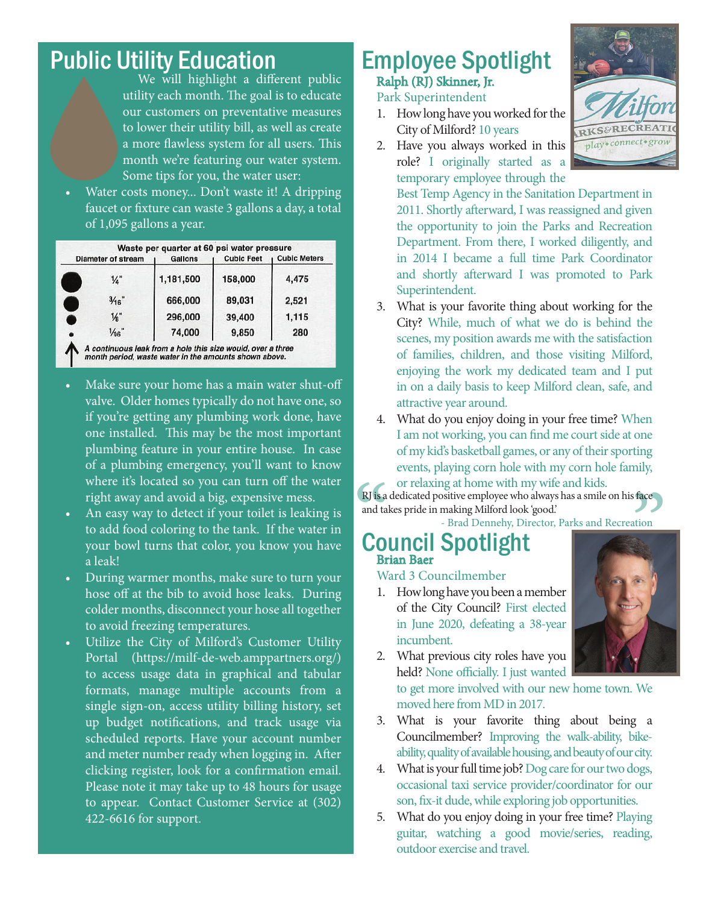# Public Utility Education

We will highlight a different public utility each month. The goal is to educate our customers on preventative measures to lower their utility bill, as well as create a more flawless system for all users. This month we're featuring our water system. Some tips for you, the water user:

- Water costs money... Don't waste it! A dripping faucet or fixture can waste 3 gallons a day, a total of 1,095 gallons a year.

Waste per quarter at 60 psi water pressure

| Diameter of stream | Gallons | Cubic Feet | Cubic Meters |
|---|---|---|---|
| ¼" | 1,181,500 | 158,000 | 4,475 |
| ³⁄₁₆" | 666,000 | 89,031 | 2,521 |
| ⅛" | 296,000 | 39,400 | 1,115 |
| ¹⁄₁₆" | 74,000 | 9,850 | 280 |

*A continuous leak from a hole this size would, over a three month period, waste water in the amounts shown above.*

- Make sure your home has a main water shut-off valve. Older homes typically do not have one, so if you're getting any plumbing work done, have one installed. This may be the most important plumbing feature in your entire house. In case of a plumbing emergency, you'll want to know where it's located so you can turn off the water right away and avoid a big, expensive mess.
- An easy way to detect if your toilet is leaking is to add food coloring to the tank. If the water in your bowl turns that color, you know you have a leak!
- During warmer months, make sure to turn your hose off at the bib to avoid hose leaks. During colder months, disconnect your hose all together to avoid freezing temperatures.
- Utilize the City of Milford's Customer Utility Portal (https://milf-de-web.amppartners.org/) to access usage data in graphical and tabular formats, manage multiple accounts from a single sign-on, access utility billing history, set up budget notifications, and track usage via scheduled reports. Have your account number and meter number ready when logging in. After clicking register, look for a confirmation email. Please note it may take up to 48 hours for usage to appear. Contact Customer Service at (302) 422-6616 for support.

# Employee Spotlight

## Ralph (RJ) Skinner, Jr.

Park Superintendent

1. How long have you worked for the City of Milford? 10 years
2. Have you always worked in this role? I originally started as a temporary employee through the Best Temp Agency in the Sanitation Department in 2011. Shortly afterward, I was reassigned and given the opportunity to join the Parks and Recreation Department. From there, I worked diligently, and in 2014 I became a full time Park Coordinator and shortly afterward I was promoted to Park Superintendent.
3. What is your favorite thing about working for the City? While, much of what we do is behind the scenes, my position awards me with the satisfaction of families, children, and those visiting Milford, enjoying the work my dedicated team and I put in on a daily basis to keep Milford clean, safe, and attractive year around.
4. What do you enjoy doing in your free time? When I am not working, you can find me court side at one of my kid's basketball games, or any of their sporting events, playing corn hole with my corn hole family, or relaxing at home with my wife and kids.

"RJ is a dedicated positive employee who always has a smile on his face and takes pride in making Milford look 'good.'"

- Brad Dennehy, Director, Parks and Recreation

# Council Spotlight

## Brian Baer

Ward 3 Councilmember

1. How long have you been a member of the City Council? First elected in June 2020, defeating a 38-year incumbent.
2. What previous city roles have you held? None officially. I just wanted to get more involved with our new home town. We moved here from MD in 2017.
3. What is your favorite thing about being a Councilmember? Improving the walk-ability, bike-ability, quality of available housing, and beauty of our city.
4. What is your full time job? Dog care for our two dogs, occasional taxi service provider/coordinator for our son, fix-it dude, while exploring job opportunities.
5. What do you enjoy doing in your free time? Playing guitar, watching a good movie/series, reading, outdoor exercise and travel.